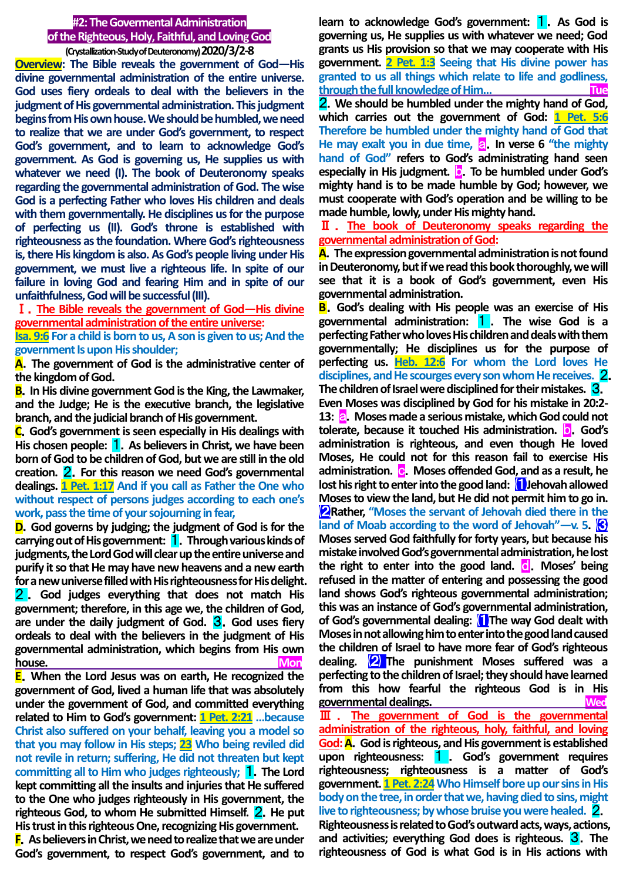# #2: The Govermental Administration of the Righteous, Holy, Faithful, and Loving God

**(Crystallization-Study of Deuteronomy) 2020/3/2-8**

**Overview**: The Bible reveals the government of God—His divine governmental administration of the entire universe. God uses fiery ordeals to deal with the believers in the judgment of His governmental administration. This judgment begins from His own house. We should be humbled, we need to realize that we are under God's government, to respect God's government, and to learn to acknowledge God's government. As God is governing us, He supplies us with whatever we need (I). The book of Deuteronomy speaks regarding the governmental administration of God. The wise God is a perfecting Father who loves His children and deals with them governmentally. He disciplines us for the purpose of perfecting us (II). God's throne is established with righteousness as the foundation. Where God's righteousness is, there His kingdom is also. As God's people living under His government, we must live a righteous life. In spite of our failure in loving God and fearing Him and in spite of our unfaithfulness, God will be successful (III).

## Ⅰ. The Bible reveals the government of God—His divine governmental administration of the entire universe:

**Isa. 9:6** For a child is born to us, A son is given to us; And the government Is upon His shoulder;

**A**. The government of God is the administrative center of the kingdom of God.

**B**. In His divine government God is the King, the Lawmaker, and the Judge; He is the executive branch, the legislative branch, and the judicial branch of His government.

**C**. God's government is seen especially in His dealings with His chosen people: 1. As believers in Christ, we have been born of God to be children of God, but we are still in the old creation. 2. For this reason we need God's governmental dealings. **1 Pet. 1:17** And if you call as Father the One who without respect of persons judges according to each one's work, pass the time of your sojourning in fear,

**D**. God governs by judging; the judgment of God is for the carrying out of His government: 1. Through various kinds of judgments, the Lord God will clear up the entire universe and purify it so that He may have new heavens and a new earth for a new universe filled with His righteousness for His delight. 2. God judges everything that does not match His government; therefore, in this age we, the children of God, are under the daily judgment of God. 3. God uses fiery ordeals to deal with the believers in the judgment of His governmental administration, which begins from His own house. **Mon**

**E**. When the Lord Jesus was on earth, He recognized the government of God, lived a human life that was absolutely under the government of God, and committed everything related to Him to God's government: **1 Pet. 2:21** …because Christ also suffered on your behalf, leaving you a model so that you may follow in His steps; **23** Who being reviled did not revile in return; suffering, He did not threaten but kept committing all to Him who judges righteously; 1. The Lord kept committing all the insults and injuries that He suffered to the One who judges righteously in His government, the righteous God, to whom He submitted Himself. 2. He put His trust in this righteous One, recognizing His government.

**F**. As believers in Christ, we need to realize that we are under God's government, to respect God's government, and to learn to acknowledge God's government: 1. As God is governing us, He supplies us with whatever we need; God grants us His provision so that we may cooperate with His government. **2 Pet. 1:3** Seeing that His divine power has granted to us all things which relate to life and godliness, through the full knowledge of Him… **Tue**

2. We should be humbled under the mighty hand of God, which carries out the government of God: **1 Pet. 5:6** Therefore be humbled under the mighty hand of God that He may exalt you in due time, a. In verse 6 "the mighty hand of God" refers to God's administrating hand seen especially in His judgment. b. To be humbled under God's mighty hand is to be made humble by God; however, we must cooperate with God's operation and be willing to be made humble, lowly, under His mighty hand.

## Ⅱ. The book of Deuteronomy speaks regarding the governmental administration of God:

**A**. The expression governmental administration is not found in Deuteronomy, but if we read this book thoroughly, we will see that it is a book of God's government, even His governmental administration.

**B**. God's dealing with His people was an exercise of His governmental administration: 1. The wise God is a perfecting Father who loves His children and deals with them governmentally; He disciplines us for the purpose of perfecting us. **Heb. 12:6** For whom the Lord loves He disciplines, and He scourges every son whom He receives. 2. The children of Israel were disciplined for their mistakes. 3. Even Moses was disciplined by God for his mistake in 20:2-13: a. Moses made a serious mistake, which God could not tolerate, because it touched His administration. b. God's administration is righteous, and even though He loved Moses, He could not for this reason fail to exercise His administration. c. Moses offended God, and as a result, he lost his right to enter into the good land: (1) Jehovah allowed Moses to view the land, but He did not permit him to go in. (2) Rather, "Moses the servant of Jehovah died there in the land of Moab according to the word of Jehovah"—v. 5. (3) Moses served God faithfully for forty years, but because his mistake involved God's governmental administration, he lost the right to enter into the good land. d. Moses' being refused in the matter of entering and possessing the good land shows God's righteous governmental administration; this was an instance of God's governmental administration, of God's governmental dealing: (1) The way God dealt with Moses in not allowing him to enter into the good land caused the children of Israel to have more fear of God's righteous dealing. (2) The punishment Moses suffered was a perfecting to the children of Israel; they should have learned from this how fearful the righteous God is in His governmental dealings. **Wed**

## Ⅲ. The government of God is the governmental administration of the righteous, holy, faithful, and loving God:

**A**. God is righteous, and His government is established upon righteousness: 1. God's government requires righteousness; righteousness is a matter of God's government. **1 Pet 2:24** Who Himself bore up our sins in His body on the tree, in order that we, having died to sins, might live to righteousness; by whose bruise you were healed. 2. Righteousness is related to God's outward acts, ways, actions, and activities; everything God does is righteous. 3. The righteousness of God is what God is in His actions with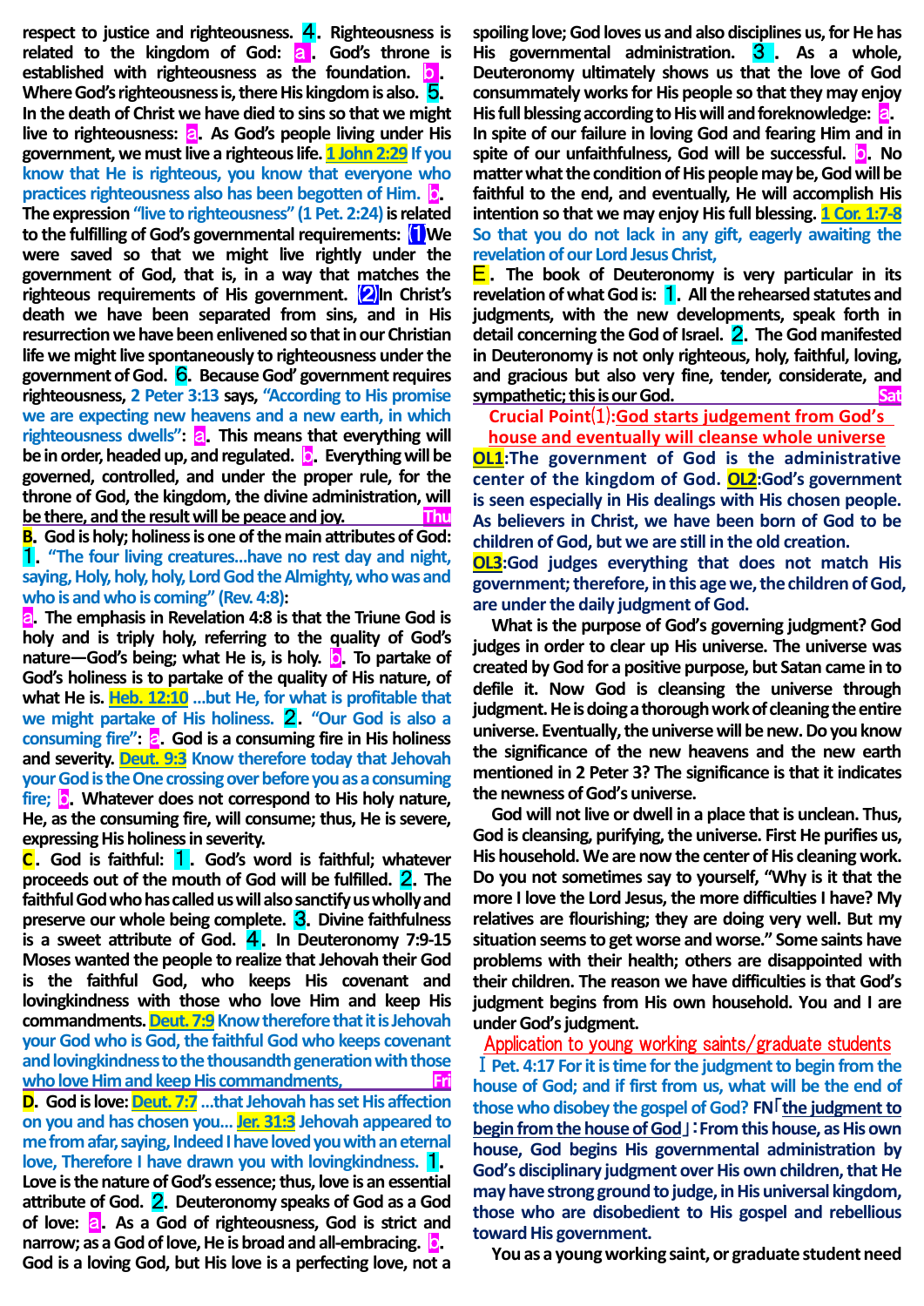respect to justice and righteousness. 4. Righteousness is related to the kingdom of God: a. God's throne is established with righteousness as the foundation. b. Where God's righteousness is, there His kingdom is also. 5. In the death of Christ we have died to sins so that we might live to righteousness: a. As God's people living under His government, we must live a righteous life. **1 John 2:29** If you know that He is righteous, you know that everyone who practices righteousness also has been begotten of Him. b. The expression "live to righteousness" (1 Pet. 2:24) is related to the fulfilling of God's governmental requirements: (1) We were saved so that we might live rightly under the government of God, that is, in a way that matches the righteous requirements of His government. (2) In Christ's death we have been separated from sins, and in His resurrection we have been enlivened so that in our Christian life we might live spontaneously to righteousness under the government of God. 6. Because God' government requires righteousness, 2 Peter 3:13 says, "According to His promise we are expecting new heavens and a new earth, in which righteousness dwells": a. This means that everything will be in order, headed up, and regulated. b. Everything will be governed, controlled, and under the proper rule, for the throne of God, the kingdom, the divine administration, will be there, and the result will be peace and joy. **Thu**

**B. God is holy; holiness is one of the main attributes of God:** 1. "The four living creatures...have no rest day and night, saying, Holy, holy, holy, Lord God the Almighty, who was and who is and who is coming" (Rev. 4:8):

a. The emphasis in Revelation 4:8 is that the Triune God is holy and is triply holy, referring to the quality of God's nature—God's being; what He is, is holy. b. To partake of God's holiness is to partake of the quality of His nature, of what He is. **Heb. 12:10** ...but He, for what is profitable that we might partake of His holiness. 2. "Our God is also a consuming fire": a. God is a consuming fire in His holiness and severity. **Deut. 9:3** Know therefore today that Jehovah your God is the One crossing over before you as a consuming fire; b. Whatever does not correspond to His holy nature, He, as the consuming fire, will consume; thus, He is severe, expressing His holiness in severity.

**C. God is faithful:** 1. God's word is faithful; whatever proceeds out of the mouth of God will be fulfilled. 2. The faithful God who has called us will also sanctify us wholly and preserve our whole being complete. 3. Divine faithfulness is a sweet attribute of God. 4. In Deuteronomy 7:9-15 Moses wanted the people to realize that Jehovah their God is the faithful God, who keeps His covenant and lovingkindness with those who love Him and keep His commandments. **Deut. 7:9** Know therefore that it is Jehovah your God who is God, the faithful God who keeps covenant and lovingkindness to the thousandth generation with those who love Him and keep His commandments, **Fri**

**D. God is love:** **Deut. 7:7** ...that Jehovah has set His affection on you and has chosen you... **Jer. 31:3** Jehovah appeared to me from afar, saying, Indeed I have loved you with an eternal love, Therefore I have drawn you with lovingkindness. 1. Love is the nature of God's essence; thus, love is an essential attribute of God. 2. Deuteronomy speaks of God as a God of love: a. As a God of righteousness, God is strict and narrow; as a God of love, He is broad and all-embracing. b. God is a loving God, but His love is a perfecting love, not a spoiling love; God loves us and also disciplines us, for He has His governmental administration. 3. As a whole, Deuteronomy ultimately shows us that the love of God consummately works for His people so that they may enjoy His full blessing according to His will and foreknowledge: a. In spite of our failure in loving God and fearing Him and in spite of our unfaithfulness, God will be successful. b. No matter what the condition of His people may be, God will be faithful to the end, and eventually, He will accomplish His intention so that we may enjoy His full blessing. **1 Cor. 1:7-8** So that you do not lack in any gift, eagerly awaiting the revelation of our Lord Jesus Christ,

**E. The book of Deuteronomy is very particular in its revelation of what God is:** 1. All the rehearsed statutes and judgments, with the new developments, speak forth in detail concerning the God of Israel. 2. The God manifested in Deuteronomy is not only righteous, holy, faithful, loving, and gracious but also very fine, tender, considerate, and sympathetic; this is our God. **Sat**

## Crucial Point(1): God starts judgement from God's house and eventually will cleanse whole universe

**OL1**: The government of God is the administrative center of the kingdom of God. **OL2**: God's government is seen especially in His dealings with His chosen people. As believers in Christ, we have been born of God to be children of God, but we are still in the old creation.

**OL3**: God judges everything that does not match His government; therefore, in this age we, the children of God, are under the daily judgment of God.

What is the purpose of God's governing judgment? God judges in order to clear up His universe. The universe was created by God for a positive purpose, but Satan came in to defile it. Now God is cleansing the universe through judgment. He is doing a thorough work of cleaning the entire universe. Eventually, the universe will be new. Do you know the significance of the new heavens and the new earth mentioned in 2 Peter 3? The significance is that it indicates the newness of God's universe.

God will not live or dwell in a place that is unclean. Thus, God is cleansing, purifying, the universe. First He purifies us, His household. We are now the center of His cleaning work. Do you not sometimes say to yourself, "Why is it that the more I love the Lord Jesus, the more difficulties I have? My relatives are flourishing; they are doing very well. But my situation seems to get worse and worse." Some saints have problems with their health; others are disappointed with their children. The reason we have difficulties is that God's judgment begins from His own household. You and I are under God's judgment.

### Application to young working saints/graduate students

**I Pet. 4:17** For it is time for the judgment to begin from the house of God; and if first from us, what will be the end of those who disobey the gospel of God? FN「the judgment to begin from the house of God」: From this house, as His own house, God begins His governmental administration by God's disciplinary judgment over His own children, that He may have strong ground to judge, in His universal kingdom, those who are disobedient to His gospel and rebellious toward His government.

You as a young working saint, or graduate student need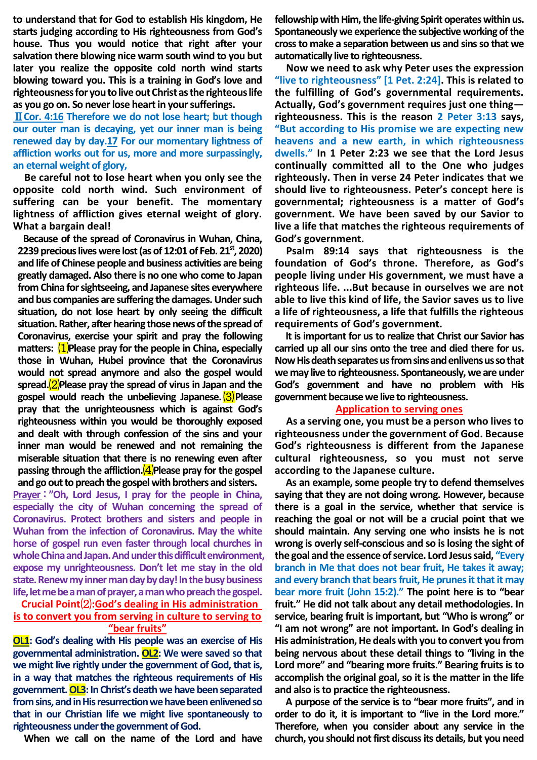to understand that for God to establish His kingdom, He starts judging according to His righteousness from God's house. Thus you would notice that right after your salvation there blowing nice warm south wind to you but later you realize the opposite cold north wind starts blowing toward you. This is a training in God's love and righteousness for you to live out Christ as the righteous life as you go on. So never lose heart in your sufferings.

ⅡCor. 4:16 Therefore we do not lose heart; but though our outer man is decaying, yet our inner man is being renewed day by day.17 For our momentary lightness of affliction works out for us, more and more surpassingly, an eternal weight of glory,

Be careful not to lose heart when you only see the opposite cold north wind. Such environment of suffering can be your benefit. The momentary lightness of affliction gives eternal weight of glory. What a bargain deal!

Because of the spread of Coronavirus in Wuhan, China, 2239 precious lives were lost (as of 12:01 of Feb. 21st, 2020) and life of Chinese people and business activities are being greatly damaged. Also there is no one who come to Japan from China for sightseeing, and Japanese sites everywhere and bus companies are suffering the damages. Under such situation, do not lose heart by only seeing the difficult situation. Rather, after hearing those news of the spread of Coronavirus, exercise your spirit and pray the following matters: ⑴Please pray for the people in China, especially those in Wuhan, Hubei province that the Coronavirus would not spread anymore and also the gospel would spread.⑵Please pray the spread of virus in Japan and the gospel would reach the unbelieving Japanese. ⑶Please pray that the unrighteousness which is against God's righteousness within you would be thoroughly exposed and dealt with through confession of the sins and your inner man would be renewed and not remaining the miserable situation that there is no renewing even after passing through the affliction.⑷Please pray for the gospel and go out to preach the gospel with brothers and sisters.

Prayer："Oh, Lord Jesus, I pray for the people in China, especially the city of Wuhan concerning the spread of Coronavirus. Protect brothers and sisters and people in Wuhan from the infection of Coronavirus. May the white horse of gospel run even faster through local churches in whole China and Japan. And under this difficult environment, expose my unrighteousness. Don't let me stay in the old state. Renew my inner man day by day! In the busy business life, let me be a man of prayer, a man who preach the gospel.

**Crucial Point⑵:God's dealing in His administration is to convert you from serving in culture to serving to "bear fruits"**

**OL1**: God's dealing with His people was an exercise of His governmental administration. **OL2**: We were saved so that we might live rightly under the government of God, that is, in a way that matches the righteous requirements of His government. **OL3**: In Christ's death we have been separated from sins, and in His resurrection we have been enlivened so that in our Christian life we might live spontaneously to righteousness under the government of God.

When we call on the name of the Lord and have fellowship with Him, the life-giving Spirit operates within us. Spontaneously we experience the subjective working of the cross to make a separation between us and sins so that we automatically live to righteousness.

Now we need to ask why Peter uses the expression "live to righteousness" [1 Pet. 2:24]. This is related to the fulfilling of God's governmental requirements. Actually, God's government requires just one thing—righteousness. This is the reason 2 Peter 3:13 says, "But according to His promise we are expecting new heavens and a new earth, in which righteousness dwells." In 1 Peter 2:23 we see that the Lord Jesus continually committed all to the One who judges righteously. Then in verse 24 Peter indicates that we should live to righteousness. Peter's concept here is governmental; righteousness is a matter of God's government. We have been saved by our Savior to live a life that matches the righteous requirements of God's government.

Psalm 89:14 says that righteousness is the foundation of God's throne. Therefore, as God's people living under His government, we must have a righteous life. ...But because in ourselves we are not able to live this kind of life, the Savior saves us to live a life of righteousness, a life that fulfills the righteous requirements of God's government.

It is important for us to realize that Christ our Savior has carried up all our sins onto the tree and died there for us. Now His death separates us from sins and enlivens us so that we may live to righteousness. Spontaneously, we are under God's government and have no problem with His government because we live to righteousness.

**Application to serving ones**

As a serving one, you must be a person who lives to righteousness under the government of God. Because God's righteousness is different from the Japanese cultural righteousness, so you must not serve according to the Japanese culture.

As an example, some people try to defend themselves saying that they are not doing wrong. However, because there is a goal in the service, whether that service is reaching the goal or not will be a crucial point that we should maintain. Any serving one who insists he is not wrong is overly self-conscious and so is losing the sight of the goal and the essence of service. Lord Jesus said, "Every branch in Me that does not bear fruit, He takes it away; and every branch that bears fruit, He prunes it that it may bear more fruit (John 15:2)." The point here is to "bear fruit." He did not talk about any detail methodologies. In service, bearing fruit is important, but "Who is wrong" or "I am not wrong" are not important. In God's dealing in His administration, He deals with you to convert you from being nervous about these detail things to "living in the Lord more" and "bearing more fruits." Bearing fruits is to accomplish the original goal, so it is the matter in the life and also is to practice the righteousness.

A purpose of the service is to "bear more fruits", and in order to do it, it is important to "live in the Lord more." Therefore, when you consider about any service in the church, you should not first discuss its details, but you need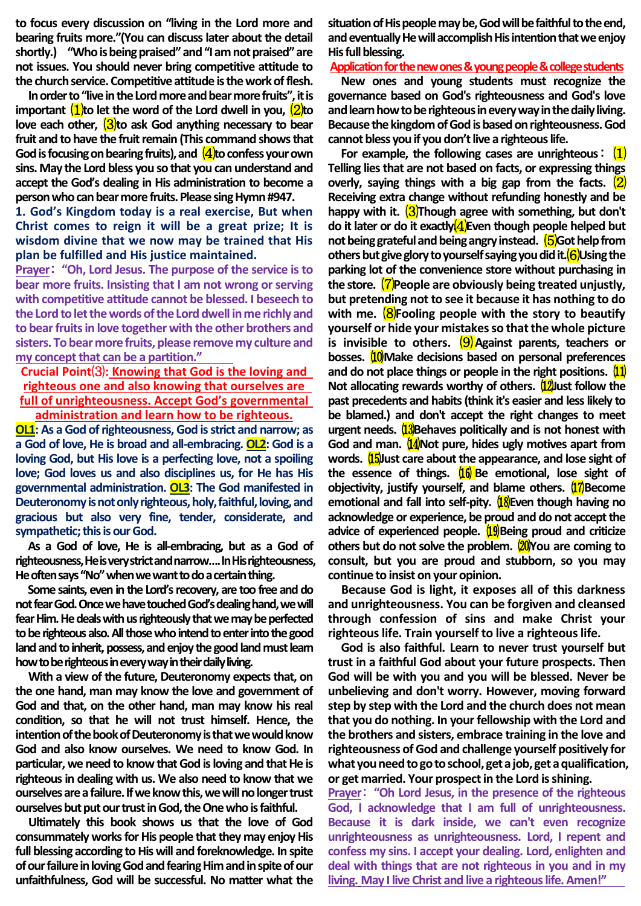to focus every discussion on "living in the Lord more and bearing fruits more."(You can discuss later about the detail shortly.) "Who is being praised" and "I am not praised" are not issues. You should never bring competitive attitude to the church service. Competitive attitude is the work of flesh.

In order to "live in the Lord more and bear more fruits", it is important (1)to let the word of the Lord dwell in you, (2)to love each other, (3)to ask God anything necessary to bear fruit and to have the fruit remain (This command shows that God is focusing on bearing fruits), and (4)to confess your own sins. May the Lord bless you so that you can understand and accept the God's dealing in His administration to become a person who can bear more fruits. Please sing Hymn #947.

**1. God's Kingdom today is a real exercise, But when Christ comes to reign it will be a great prize; It is wisdom divine that we now may be trained that His plan be fulfilled and His justice maintained.**

**Prayer: "Oh, Lord Jesus. The purpose of the service is to bear more fruits. Insisting that I am not wrong or serving with competitive attitude cannot be blessed. I beseech to the Lord to let the words of the Lord dwell in me richly and to bear fruits in love together with the other brothers and sisters. To bear more fruits, please remove my culture and my concept that can be a partition."**

## Crucial Point(3): Knowing that God is the loving and righteous one and also knowing that ourselves are full of unrighteousness. Accept God's governmental administration and learn how to be righteous.

**OL1: As a God of righteousness, God is strict and narrow; as a God of love, He is broad and all-embracing. OL2: God is a loving God, but His love is a perfecting love, not a spoiling love; God loves us and also disciplines us, for He has His governmental administration. OL3: The God manifested in Deuteronomy is not only righteous, holy, faithful, loving, and gracious but also very fine, tender, considerate, and sympathetic; this is our God.**

As a God of love, He is all-embracing, but as a God of righteousness, He is very strict and narrow.... In His righteousness, He often says "No" when we want to do a certain thing.

Some saints, even in the Lord's recovery, are too free and do not fear God. Once we have touched God's dealing hand, we will fear Him. He deals with us righteously that we may be perfected to be righteous also. All those who intend to enter into the good land and to inherit, possess, and enjoy the good land must learn how to be righteous in every way in their daily living.

With a view of the future, Deuteronomy expects that, on the one hand, man may know the love and government of God and that, on the other hand, man may know his real condition, so that he will not trust himself. Hence, the intention of the book of Deuteronomy is that we would know God and also know ourselves. We need to know God. In particular, we need to know that God is loving and that He is righteous in dealing with us. We also need to know that we ourselves are a failure. If we know this, we will no longer trust ourselves but put our trust in God, the One who is faithful.

Ultimately this book shows us that the love of God consummately works for His people that they may enjoy His full blessing according to His will and foreknowledge. In spite of our failure in loving God and fearing Him and in spite of our unfaithfulness, God will be successful. No matter what the situation of His people may be, God will be faithful to the end, and eventually He will accomplish His intention that we enjoy His full blessing.

### Application for the new ones & young people & college students

New ones and young students must recognize the governance based on God's righteousness and God's love and learn how to be righteous in every way in the daily living. Because the kingdom of God is based on righteousness. God cannot bless you if you don't live a righteous life.

For example, the following cases are unrighteous: (1) Telling lies that are not based on facts, or expressing things overly, saying things with a big gap from the facts. (2) Receiving extra change without refunding honestly and be happy with it. (3)Though agree with something, but don't do it later or do it exactly(4)Even though people helped but not being grateful and being angry instead. (5)Got help from others but give glory to yourself saying you did it.(6)Using the parking lot of the convenience store without purchasing in the store. (7)People are obviously being treated unjustly, but pretending not to see it because it has nothing to do with me. (8)Fooling people with the story to beautify yourself or hide your mistakes so that the whole picture is invisible to others. (9)Against parents, teachers or bosses. (10)Make decisions based on personal preferences and do not place things or people in the right positions. (11) Not allocating rewards worthy of others. (12)Just follow the past precedents and habits (think it's easier and less likely to be blamed.) and don't accept the right changes to meet urgent needs. (13)Behaves politically and is not honest with God and man. (14)Not pure, hides ugly motives apart from words. (15)Just care about the appearance, and lose sight of the essence of things. (16) Be emotional, lose sight of objectivity, justify yourself, and blame others. (17)Become emotional and fall into self-pity. (18)Even though having no acknowledge or experience, be proud and do not accept the advice of experienced people. (19)Being proud and criticize others but do not solve the problem. (20)You are coming to consult, but you are proud and stubborn, so you may continue to insist on your opinion.

Because God is light, it exposes all of this darkness and unrighteousness. You can be forgiven and cleansed through confession of sins and make Christ your righteous life. Train yourself to live a righteous life.

God is also faithful. Learn to never trust yourself but trust in a faithful God about your future prospects. Then God will be with you and you will be blessed. Never be unbelieving and don't worry. However, moving forward step by step with the Lord and the church does not mean that you do nothing. In your fellowship with the Lord and the brothers and sisters, embrace training in the love and righteousness of God and challenge yourself positively for what you need to go to school, get a job, get a qualification, or get married. Your prospect in the Lord is shining.

**Prayer: "Oh Lord Jesus, in the presence of the righteous God, I acknowledge that I am full of unrighteousness. Because it is dark inside, we can't even recognize unrighteousness as unrighteousness. Lord, I repent and confess my sins. I accept your dealing. Lord, enlighten and deal with things that are not righteous in you and in my living. May I live Christ and live a righteous life. Amen!"**